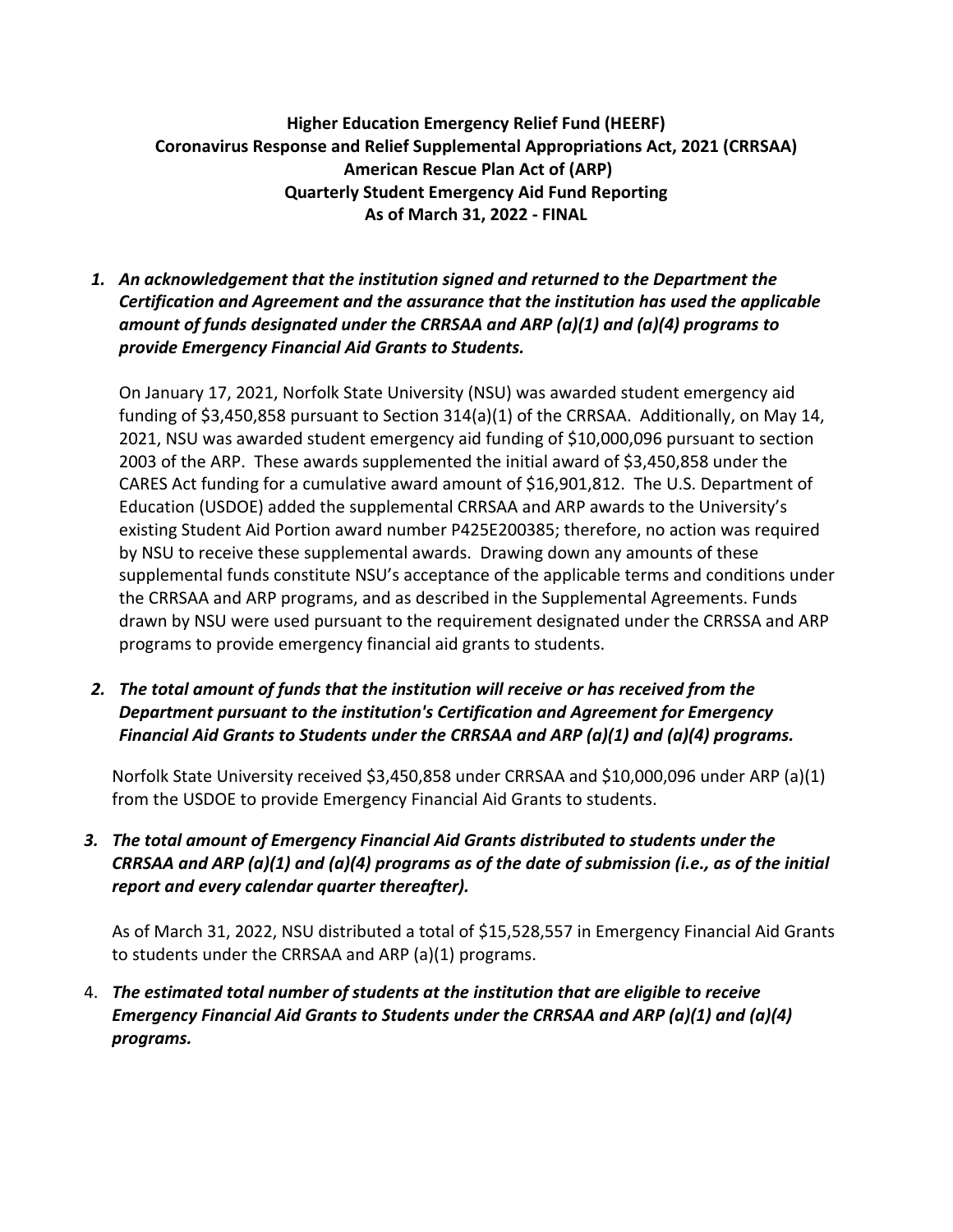**Higher Education Emergency Relief Fund (HEERF)**
**Coronavirus Response and Relief Supplemental Appropriations Act, 2021 (CRRSAA)**
**American Rescue Plan Act of (ARP)**
**Quarterly Student Emergency Aid Fund Reporting**
**As of March 31, 2022 - FINAL**

1. ***An acknowledgement that the institution signed and returned to the Department the Certification and Agreement and the assurance that the institution has used the applicable amount of funds designated under the CRRSAA and ARP (a)(1) and (a)(4) programs to provide Emergency Financial Aid Grants to Students.***

   On January 17, 2021, Norfolk State University (NSU) was awarded student emergency aid funding of $3,450,858 pursuant to Section 314(a)(1) of the CRRSAA. Additionally, on May 14, 2021, NSU was awarded student emergency aid funding of $10,000,096 pursuant to section 2003 of the ARP. These awards supplemented the initial award of $3,450,858 under the CARES Act funding for a cumulative award amount of $16,901,812. The U.S. Department of Education (USDOE) added the supplemental CRRSAA and ARP awards to the University's existing Student Aid Portion award number P425E200385; therefore, no action was required by NSU to receive these supplemental awards. Drawing down any amounts of these supplemental funds constitute NSU's acceptance of the applicable terms and conditions under the CRRSAA and ARP programs, and as described in the Supplemental Agreements. Funds drawn by NSU were used pursuant to the requirement designated under the CRRSSA and ARP programs to provide emergency financial aid grants to students.

2. ***The total amount of funds that the institution will receive or has received from the Department pursuant to the institution's Certification and Agreement for Emergency Financial Aid Grants to Students under the CRRSAA and ARP (a)(1) and (a)(4) programs.***

   Norfolk State University received $3,450,858 under CRRSAA and $10,000,096 under ARP (a)(1) from the USDOE to provide Emergency Financial Aid Grants to students.

3. ***The total amount of Emergency Financial Aid Grants distributed to students under the CRRSAA and ARP (a)(1) and (a)(4) programs as of the date of submission (i.e., as of the initial report and every calendar quarter thereafter).***

   As of March 31, 2022, NSU distributed a total of $15,528,557 in Emergency Financial Aid Grants to students under the CRRSAA and ARP (a)(1) programs.

4. ***The estimated total number of students at the institution that are eligible to receive Emergency Financial Aid Grants to Students under the CRRSAA and ARP (a)(1) and (a)(4) programs.***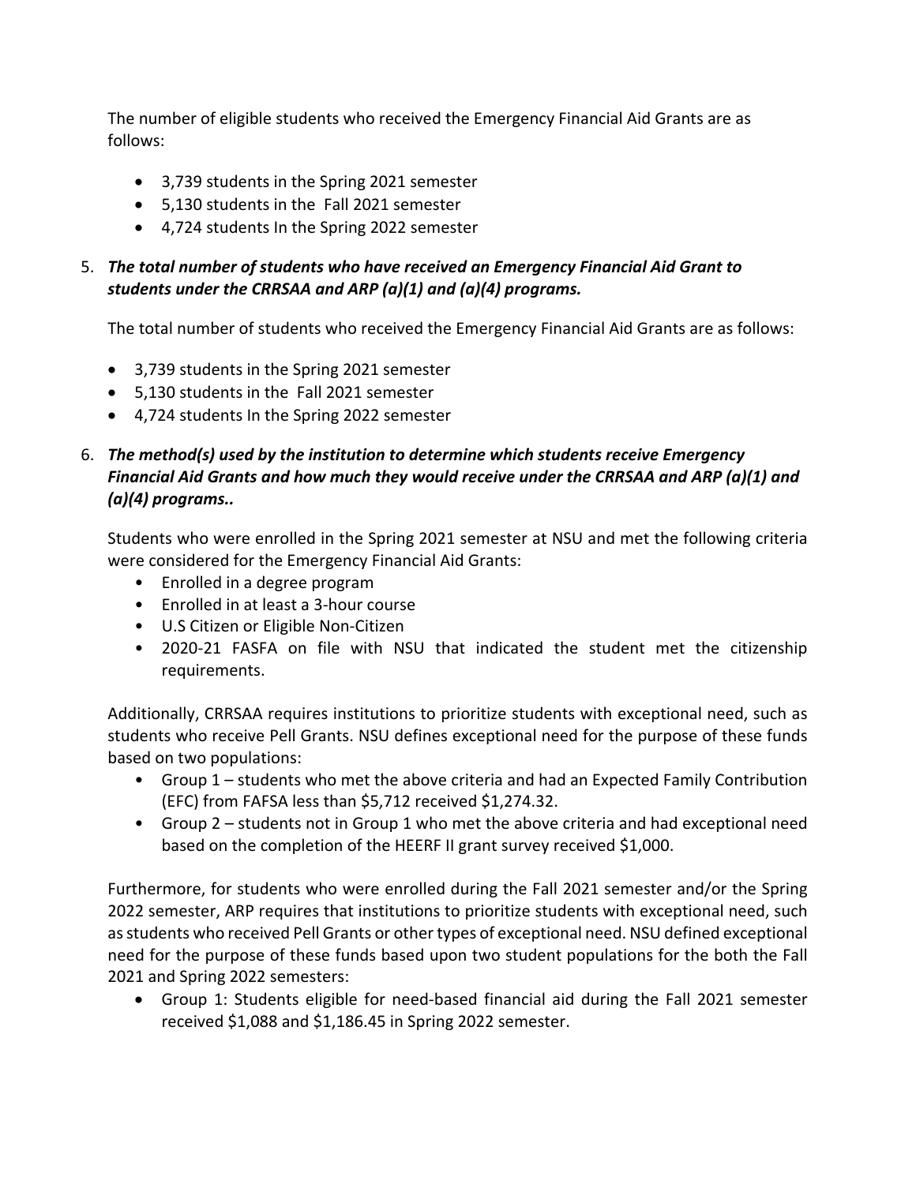The number of eligible students who received the Emergency Financial Aid Grants are as follows:

- 3,739 students in the Spring 2021 semester
- 5,130 students in the  Fall 2021 semester
- 4,724 students In the Spring 2022 semester

5. ***The total number of students who have received an Emergency Financial Aid Grant to students under the CRRSAA and ARP (a)(1) and (a)(4) programs.***

   The total number of students who received the Emergency Financial Aid Grants are as follows:

   - 3,739 students in the Spring 2021 semester
   - 5,130 students in the  Fall 2021 semester
   - 4,724 students In the Spring 2022 semester

6. ***The method(s) used by the institution to determine which students receive Emergency Financial Aid Grants and how much they would receive under the CRRSAA and ARP (a)(1) and (a)(4) programs..***

   Students who were enrolled in the Spring 2021 semester at NSU and met the following criteria were considered for the Emergency Financial Aid Grants:

   - Enrolled in a degree program
   - Enrolled in at least a 3-hour course
   - U.S Citizen or Eligible Non-Citizen
   - 2020-21 FASFA on file with NSU that indicated the student met the citizenship requirements.

   Additionally, CRRSAA requires institutions to prioritize students with exceptional need, such as students who receive Pell Grants. NSU defines exceptional need for the purpose of these funds based on two populations:

   - Group 1 – students who met the above criteria and had an Expected Family Contribution (EFC) from FAFSA less than $5,712 received $1,274.32.
   - Group 2 – students not in Group 1 who met the above criteria and had exceptional need based on the completion of the HEERF II grant survey received $1,000.

   Furthermore, for students who were enrolled during the Fall 2021 semester and/or the Spring 2022 semester, ARP requires that institutions to prioritize students with exceptional need, such as students who received Pell Grants or other types of exceptional need. NSU defined exceptional need for the purpose of these funds based upon two student populations for the both the Fall 2021 and Spring 2022 semesters:

   - Group 1: Students eligible for need-based financial aid during the Fall 2021 semester received $1,088 and $1,186.45 in Spring 2022 semester.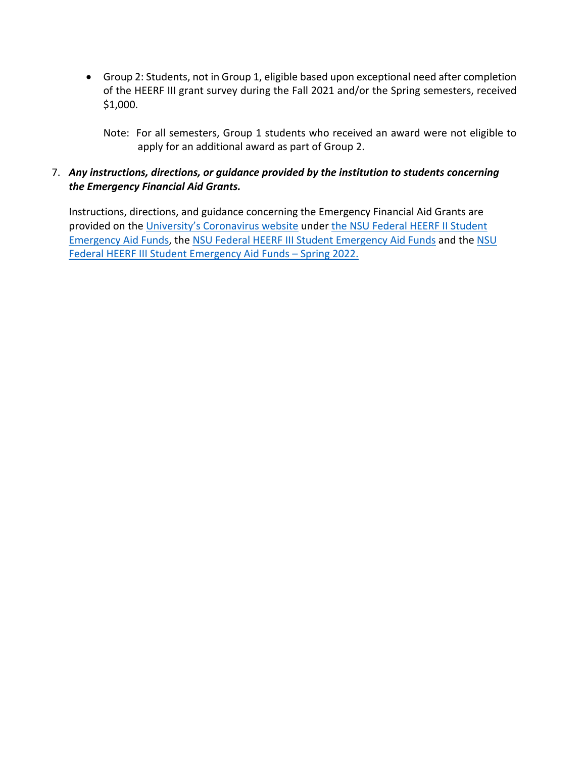- Group 2: Students, not in Group 1, eligible based upon exceptional need after completion of the HEERF III grant survey during the Fall 2021 and/or the Spring semesters, received $1,000.

  Note: For all semesters, Group 1 students who received an award were not eligible to apply for an additional award as part of Group 2.

7. ***Any instructions, directions, or guidance provided by the institution to students concerning the Emergency Financial Aid Grants.***

   Instructions, directions, and guidance concerning the Emergency Financial Aid Grants are provided on the University's Coronavirus website under the NSU Federal HEERF II Student Emergency Aid Funds, the NSU Federal HEERF III Student Emergency Aid Funds and the NSU Federal HEERF III Student Emergency Aid Funds – Spring 2022.